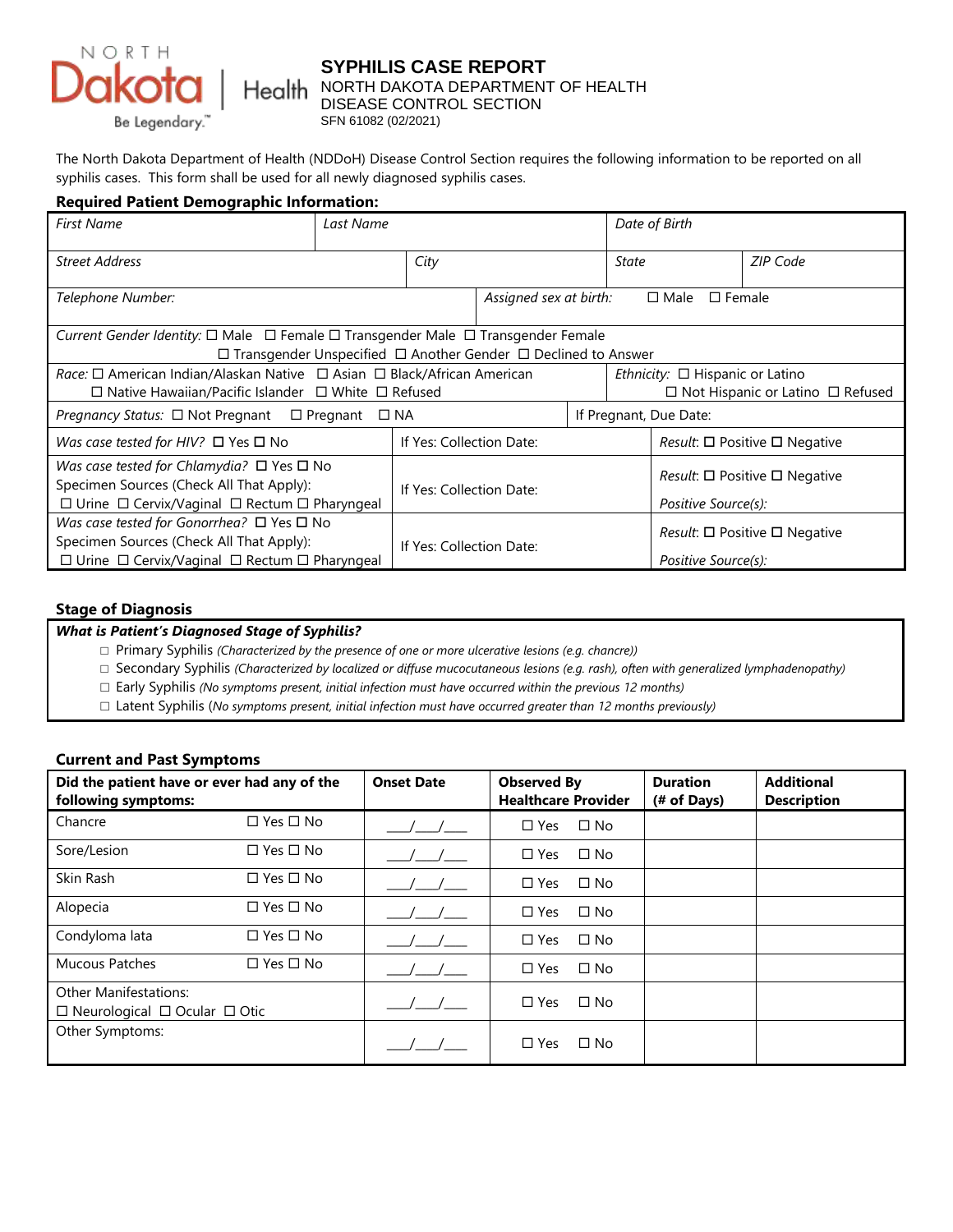NORTH Dakota | Health
Be Legendary.

# SYPHILIS CASE REPORT

NORTH DAKOTA DEPARTMENT OF HEALTH
DISEASE CONTROL SECTION
SFN 61082 (02/2021)

The North Dakota Department of Health (NDDoH) Disease Control Section requires the following information to be reported on all syphilis cases. This form shall be used for all newly diagnosed syphilis cases.

## Required Patient Demographic Information:

| *First Name* | *Last Name* | | *Date of Birth* | |
|---|---|---|---|---|
| *Street Address* | *City* | | *State* | *ZIP Code* |
| *Telephone Number:* | | *Assigned sex at birth:* ☐ Male ☐ Female | | |
| *Current Gender Identity:* ☐ Male ☐ Female ☐ Transgender Male ☐ Transgender Female ☐ Transgender Unspecified ☐ Another Gender ☐ Declined to Answer | | | | |
| *Race:* ☐ American Indian/Alaskan Native ☐ Asian ☐ Black/African American ☐ Native Hawaiian/Pacific Islander ☐ White ☐ Refused | | | *Ethnicity:* ☐ Hispanic or Latino ☐ Not Hispanic or Latino ☐ Refused | |
| *Pregnancy Status:* ☐ Not Pregnant ☐ Pregnant ☐ NA | | | If Pregnant, Due Date: | |
| *Was case tested for HIV?* ☐ Yes ☐ No | If Yes: Collection Date: | | *Result*: ☐ Positive ☐ Negative | |
| *Was case tested for Chlamydia?* ☐ Yes ☐ No Specimen Sources (Check All That Apply): ☐ Urine ☐ Cervix/Vaginal ☐ Rectum ☐ Pharyngeal | If Yes: Collection Date: | | *Result*: ☐ Positive ☐ Negative *Positive Source(s):* | |
| *Was case tested for Gonorrhea?* ☐ Yes ☐ No Specimen Sources (Check All That Apply): ☐ Urine ☐ Cervix/Vaginal ☐ Rectum ☐ Pharyngeal | If Yes: Collection Date: | | *Result*: ☐ Positive ☐ Negative *Positive Source(s):* | |

## Stage of Diagnosis

***What is Patient's Diagnosed Stage of Syphilis?***

- ☐ Primary Syphilis *(Characterized by the presence of one or more ulcerative lesions (e.g. chancre))*
- ☐ Secondary Syphilis *(Characterized by localized or diffuse mucocutaneous lesions (e.g. rash), often with generalized lymphadenopathy)*
- ☐ Early Syphilis *(No symptoms present, initial infection must have occurred within the previous 12 months)*
- ☐ Latent Syphilis (*No symptoms present, initial infection must have occurred greater than 12 months previously)*

## Current and Past Symptoms

| Did the patient have or ever had any of the following symptoms: | | Onset Date | Observed By Healthcare Provider | Duration (# of Days) | Additional Description |
|---|---|---|---|---|---|
| Chancre | ☐ Yes ☐ No | \_\_\_/\_\_\_/\_\_\_ | ☐ Yes ☐ No | | |
| Sore/Lesion | ☐ Yes ☐ No | \_\_\_/\_\_\_/\_\_\_ | ☐ Yes ☐ No | | |
| Skin Rash | ☐ Yes ☐ No | \_\_\_/\_\_\_/\_\_\_ | ☐ Yes ☐ No | | |
| Alopecia | ☐ Yes ☐ No | \_\_\_/\_\_\_/\_\_\_ | ☐ Yes ☐ No | | |
| Condyloma lata | ☐ Yes ☐ No | \_\_\_/\_\_\_/\_\_\_ | ☐ Yes ☐ No | | |
| Mucous Patches | ☐ Yes ☐ No | \_\_\_/\_\_\_/\_\_\_ | ☐ Yes ☐ No | | |
| Other Manifestations: ☐ Neurological ☐ Ocular ☐ Otic | | \_\_\_/\_\_\_/\_\_\_ | ☐ Yes ☐ No | | |
| Other Symptoms: | | \_\_\_/\_\_\_/\_\_\_ | ☐ Yes ☐ No | | |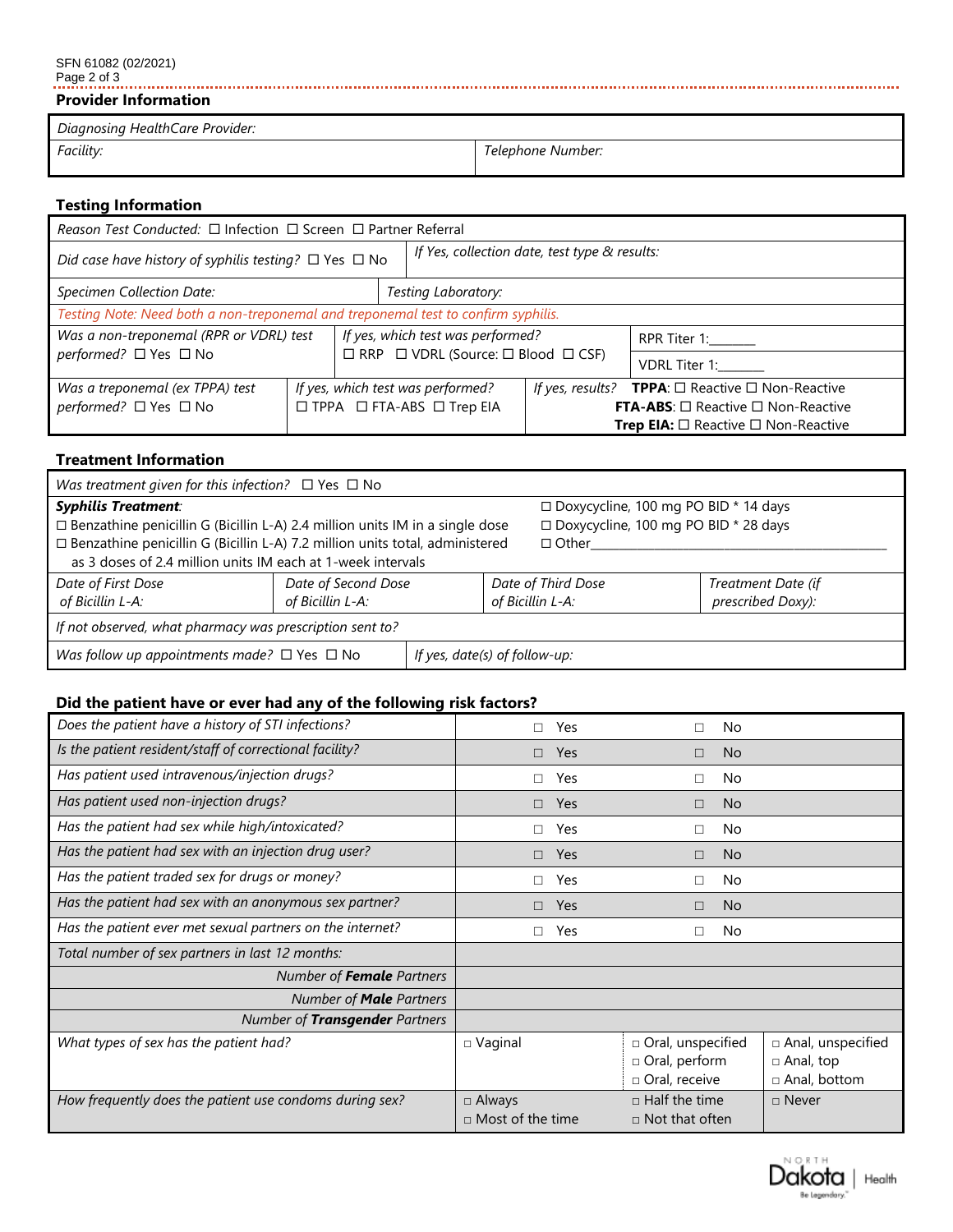## Provider Information

| Diagnosing HealthCare Provider: | |
|---|---|
| Facility: | Telephone Number: |

## Testing Information

| Reason Test Conducted: ☐ Infection ☐ Screen ☐ Partner Referral | | |
|---|---|---|
| Did case have history of syphilis testing? ☐ Yes ☐ No | If Yes, collection date, test type & results: | |
| Specimen Collection Date: | Testing Laboratory: | |

Testing Note: Need both a non-treponemal and treponemal test to confirm syphilis.

| Was a non-treponemal (RPR or VDRL) test performed? ☐ Yes ☐ No | If yes, which test was performed? ☐ RRP ☐ VDRL (Source: ☐ Blood ☐ CSF) | RPR Titer 1:_______ VDRL Titer 1:_______ |
|---|---|---|
| Was a treponemal (ex TPPA) test performed? ☐ Yes ☐ No | If yes, which test was performed? ☐ TPPA ☐ FTA-ABS ☐ Trep EIA | If yes, results? **TPPA**: ☐ Reactive ☐ Non-Reactive **FTA-ABS**: ☐ Reactive ☐ Non-Reactive **Trep EIA:** ☐ Reactive ☐ Non-Reactive |

## Treatment Information

*Was treatment given for this infection?* ☐ Yes ☐ No

***Syphilis Treatment:***
- ☐ Benzathine penicillin G (Bicillin L-A) 2.4 million units IM in a single dose
- ☐ Benzathine penicillin G (Bicillin L-A) 7.2 million units total, administered as 3 doses of 2.4 million units IM each at 1-week intervals
- ☐ Doxycycline, 100 mg PO BID * 14 days
- ☐ Doxycycline, 100 mg PO BID * 28 days
- ☐ Other_______________

| Date of First Dose of Bicillin L-A: | Date of Second Dose of Bicillin L-A: | Date of Third Dose of Bicillin L-A: | Treatment Date (if prescribed Doxy): |
|---|---|---|---|
| If not observed, what pharmacy was prescription sent to? | | | |
| Was follow up appointments made? ☐ Yes ☐ No | If yes, date(s) of follow-up: | | |

## Did the patient have or ever had any of the following risk factors?

| Question | | | |
|---|---|---|---|
| Does the patient have a history of STI infections? | ☐ Yes | ☐ No | |
| Is the patient resident/staff of correctional facility? | ☐ Yes | ☐ No | |
| Has patient used intravenous/injection drugs? | ☐ Yes | ☐ No | |
| Has patient used non-injection drugs? | ☐ Yes | ☐ No | |
| Has the patient had sex while high/intoxicated? | ☐ Yes | ☐ No | |
| Has the patient had sex with an injection drug user? | ☐ Yes | ☐ No | |
| Has the patient traded sex for drugs or money? | ☐ Yes | ☐ No | |
| Has the patient had sex with an anonymous sex partner? | ☐ Yes | ☐ No | |
| Has the patient ever met sexual partners on the internet? | ☐ Yes | ☐ No | |
| Total number of sex partners in last 12 months: | | | |
| Number of **Female** Partners | | | |
| Number of **Male** Partners | | | |
| Number of **Transgender** Partners | | | |
| What types of sex has the patient had? | ☐ Vaginal | ☐ Oral, unspecified ☐ Oral, perform ☐ Oral, receive | ☐ Anal, unspecified ☐ Anal, top ☐ Anal, bottom |
| How frequently does the patient use condoms during sex? | ☐ Always ☐ Most of the time | ☐ Half the time ☐ Not that often | ☐ Never |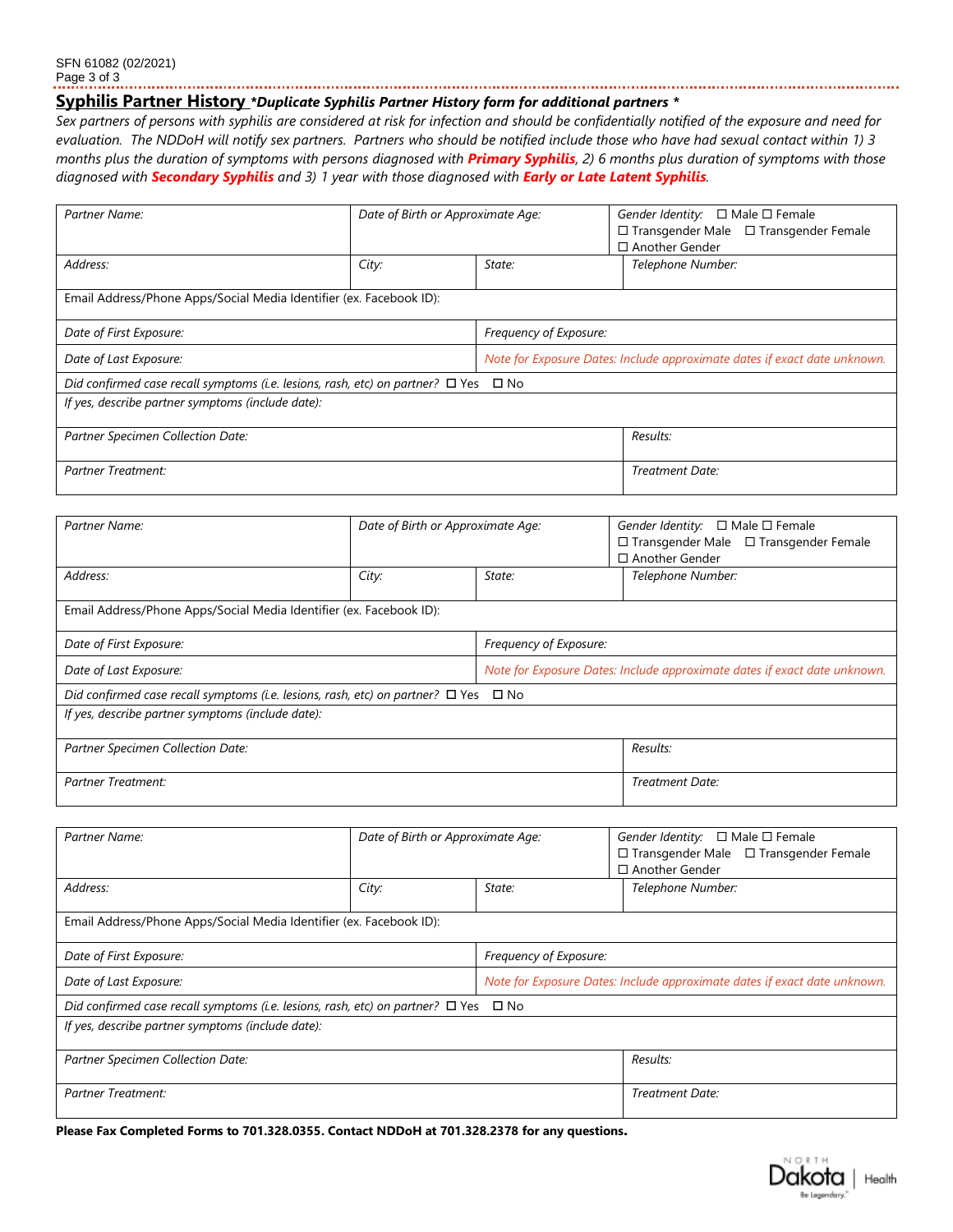## Syphilis Partner History *\*Duplicate Syphilis Partner History form for additional partners \**

*Sex partners of persons with syphilis are considered at risk for infection and should be confidentially notified of the exposure and need for evaluation. The NDDoH will notify sex partners. Partners who should be notified include those who have had sexual contact within 1) 3 months plus the duration of symptoms with persons diagnosed with* ***Primary Syphilis****, 2) 6 months plus duration of symptoms with those diagnosed with* ***Secondary Syphilis*** *and 3) 1 year with those diagnosed with* ***Early or Late Latent Syphilis****.*

| | | | |
|---|---|---|---|
| *Partner Name:* | *Date of Birth or Approximate Age:* | | *Gender Identity:* ☐ Male ☐ Female ☐ Transgender Male ☐ Transgender Female ☐ Another Gender |
| *Address:* | *City:* | *State:* | *Telephone Number:* |
| Email Address/Phone Apps/Social Media Identifier (ex. Facebook ID): | | | |
| *Date of First Exposure:* | | *Frequency of Exposure:* | |
| *Date of Last Exposure:* | | *Note for Exposure Dates: Include approximate dates if exact date unknown.* | |
| *Did confirmed case recall symptoms (i.e. lesions, rash, etc) on partner?* ☐ Yes ☐ No | | | |
| *If yes, describe partner symptoms (include date):* | | | |
| *Partner Specimen Collection Date:* | | | *Results:* |
| *Partner Treatment:* | | | *Treatment Date:* |

| | | | |
|---|---|---|---|
| *Partner Name:* | *Date of Birth or Approximate Age:* | | *Gender Identity:* ☐ Male ☐ Female ☐ Transgender Male ☐ Transgender Female ☐ Another Gender |
| *Address:* | *City:* | *State:* | *Telephone Number:* |
| Email Address/Phone Apps/Social Media Identifier (ex. Facebook ID): | | | |
| *Date of First Exposure:* | | *Frequency of Exposure:* | |
| *Date of Last Exposure:* | | *Note for Exposure Dates: Include approximate dates if exact date unknown.* | |
| *Did confirmed case recall symptoms (i.e. lesions, rash, etc) on partner?* ☐ Yes ☐ No | | | |
| *If yes, describe partner symptoms (include date):* | | | |
| *Partner Specimen Collection Date:* | | | *Results:* |
| *Partner Treatment:* | | | *Treatment Date:* |

| | | | |
|---|---|---|---|
| *Partner Name:* | *Date of Birth or Approximate Age:* | | *Gender Identity:* ☐ Male ☐ Female ☐ Transgender Male ☐ Transgender Female ☐ Another Gender |
| *Address:* | *City:* | *State:* | *Telephone Number:* |
| Email Address/Phone Apps/Social Media Identifier (ex. Facebook ID): | | | |
| *Date of First Exposure:* | | *Frequency of Exposure:* | |
| *Date of Last Exposure:* | | *Note for Exposure Dates: Include approximate dates if exact date unknown.* | |
| *Did confirmed case recall symptoms (i.e. lesions, rash, etc) on partner?* ☐ Yes ☐ No | | | |
| *If yes, describe partner symptoms (include date):* | | | |
| *Partner Specimen Collection Date:* | | | *Results:* |
| *Partner Treatment:* | | | *Treatment Date:* |

**Please Fax Completed Forms to 701.328.0355. Contact NDDoH at 701.328.2378 for any questions.**